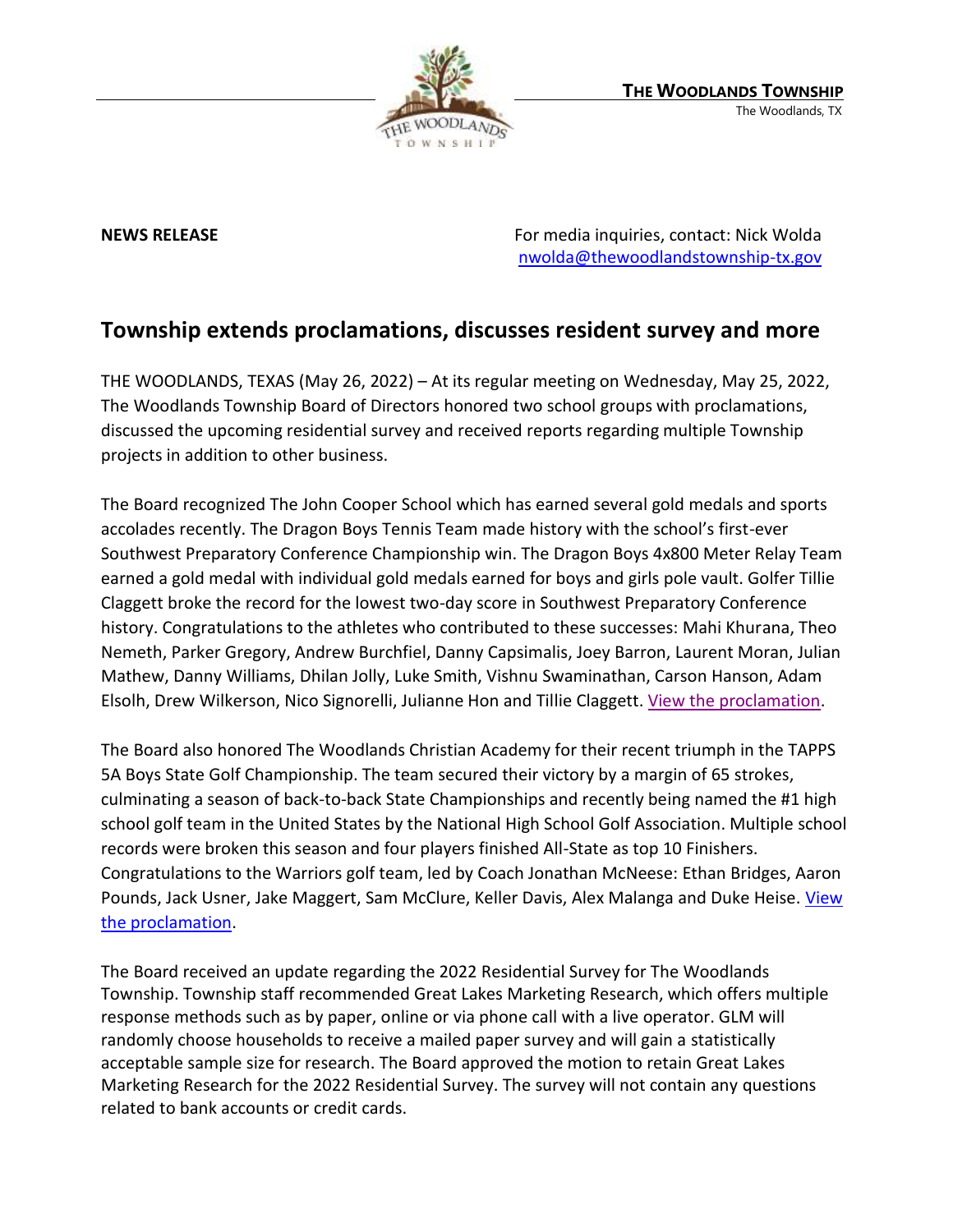**THE WOODLANDS TOWNSHIP**
The Woodlands, TX

**NEWS RELEASE**

For media inquiries, contact: Nick Wolda
nwolda@thewoodlandstownship-tx.gov

## Township extends proclamations, discusses resident survey and more

THE WOODLANDS, TEXAS (May 26, 2022) – At its regular meeting on Wednesday, May 25, 2022, The Woodlands Township Board of Directors honored two school groups with proclamations, discussed the upcoming residential survey and received reports regarding multiple Township projects in addition to other business.

The Board recognized The John Cooper School which has earned several gold medals and sports accolades recently. The Dragon Boys Tennis Team made history with the school's first-ever Southwest Preparatory Conference Championship win. The Dragon Boys 4x800 Meter Relay Team earned a gold medal with individual gold medals earned for boys and girls pole vault. Golfer Tillie Claggett broke the record for the lowest two-day score in Southwest Preparatory Conference history. Congratulations to the athletes who contributed to these successes: Mahi Khurana, Theo Nemeth, Parker Gregory, Andrew Burchfiel, Danny Capsimalis, Joey Barron, Laurent Moran, Julian Mathew, Danny Williams, Dhilan Jolly, Luke Smith, Vishnu Swaminathan, Carson Hanson, Adam Elsolh, Drew Wilkerson, Nico Signorelli, Julianne Hon and Tillie Claggett. View the proclamation.

The Board also honored The Woodlands Christian Academy for their recent triumph in the TAPPS 5A Boys State Golf Championship. The team secured their victory by a margin of 65 strokes, culminating a season of back-to-back State Championships and recently being named the #1 high school golf team in the United States by the National High School Golf Association. Multiple school records were broken this season and four players finished All-State as top 10 Finishers. Congratulations to the Warriors golf team, led by Coach Jonathan McNeese: Ethan Bridges, Aaron Pounds, Jack Usner, Jake Maggert, Sam McClure, Keller Davis, Alex Malanga and Duke Heise. View the proclamation.

The Board received an update regarding the 2022 Residential Survey for The Woodlands Township. Township staff recommended Great Lakes Marketing Research, which offers multiple response methods such as by paper, online or via phone call with a live operator. GLM will randomly choose households to receive a mailed paper survey and will gain a statistically acceptable sample size for research. The Board approved the motion to retain Great Lakes Marketing Research for the 2022 Residential Survey. The survey will not contain any questions related to bank accounts or credit cards.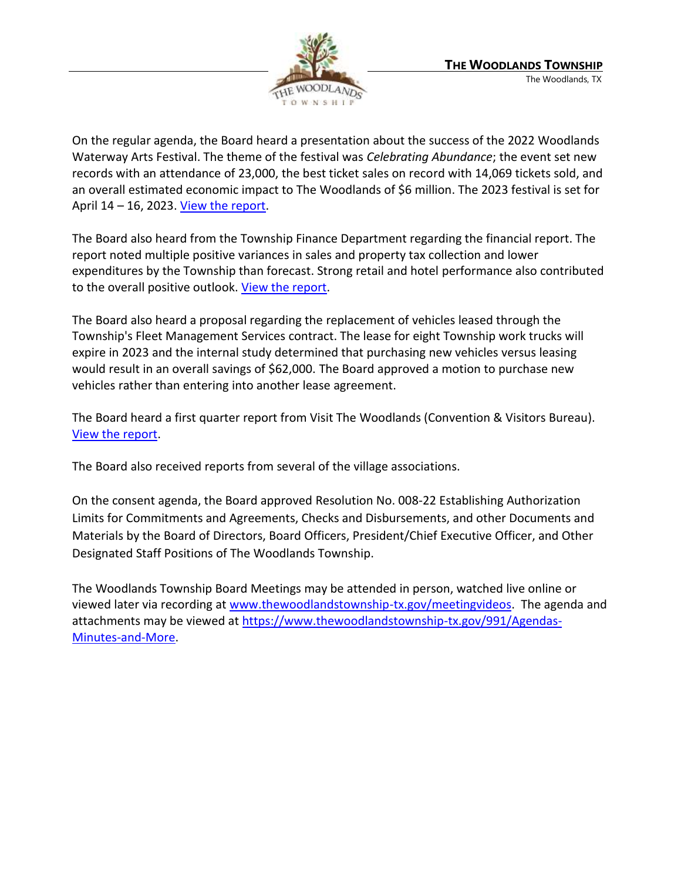On the regular agenda, the Board heard a presentation about the success of the 2022 Woodlands Waterway Arts Festival. The theme of the festival was *Celebrating Abundance*; the event set new records with an attendance of 23,000, the best ticket sales on record with 14,069 tickets sold, and an overall estimated economic impact to The Woodlands of $6 million. The 2023 festival is set for April 14 – 16, 2023. [View the report](#).

The Board also heard from the Township Finance Department regarding the financial report. The report noted multiple positive variances in sales and property tax collection and lower expenditures by the Township than forecast. Strong retail and hotel performance also contributed to the overall positive outlook. [View the report](#).

The Board also heard a proposal regarding the replacement of vehicles leased through the Township's Fleet Management Services contract. The lease for eight Township work trucks will expire in 2023 and the internal study determined that purchasing new vehicles versus leasing would result in an overall savings of $62,000. The Board approved a motion to purchase new vehicles rather than entering into another lease agreement.

The Board heard a first quarter report from Visit The Woodlands (Convention & Visitors Bureau). [View the report](#).

The Board also received reports from several of the village associations.

On the consent agenda, the Board approved Resolution No. 008-22 Establishing Authorization Limits for Commitments and Agreements, Checks and Disbursements, and other Documents and Materials by the Board of Directors, Board Officers, President/Chief Executive Officer, and Other Designated Staff Positions of The Woodlands Township.

The Woodlands Township Board Meetings may be attended in person, watched live online or viewed later via recording at [www.thewoodlandstownship-tx.gov/meetingvideos](http://www.thewoodlandstownship-tx.gov/meetingvideos). The agenda and attachments may be viewed at [https://www.thewoodlandstownship-tx.gov/991/Agendas-Minutes-and-More](https://www.thewoodlandstownship-tx.gov/991/Agendas-Minutes-and-More).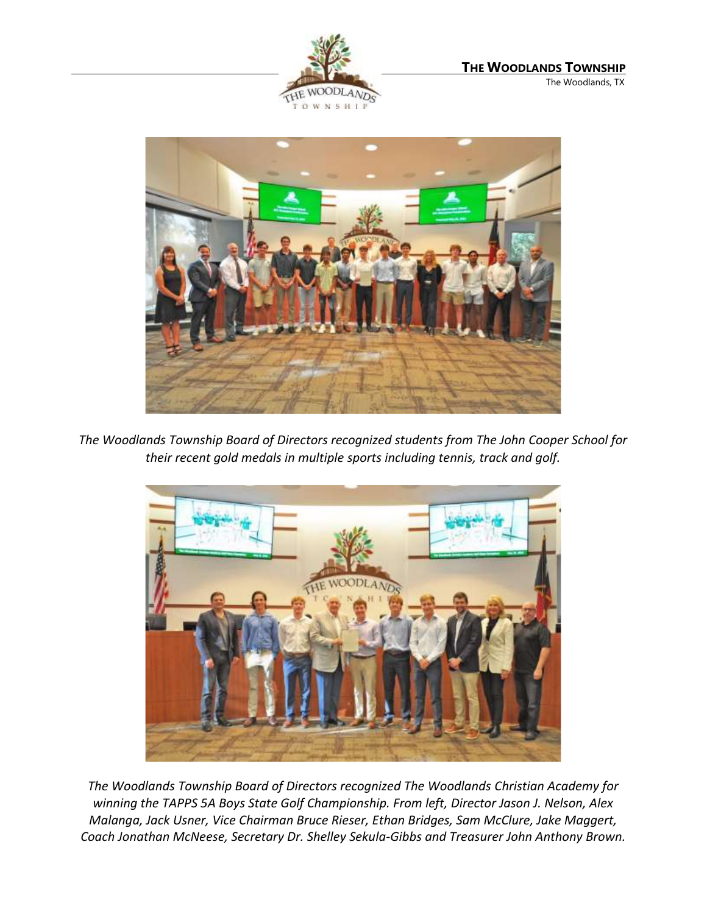*The Woodlands Township Board of Directors recognized students from The John Cooper School for their recent gold medals in multiple sports including tennis, track and golf.*

*The Woodlands Township Board of Directors recognized The Woodlands Christian Academy for winning the TAPPS 5A Boys State Golf Championship. From left, Director Jason J. Nelson, Alex Malanga, Jack Usner, Vice Chairman Bruce Rieser, Ethan Bridges, Sam McClure, Jake Maggert, Coach Jonathan McNeese, Secretary Dr. Shelley Sekula-Gibbs and Treasurer John Anthony Brown.*